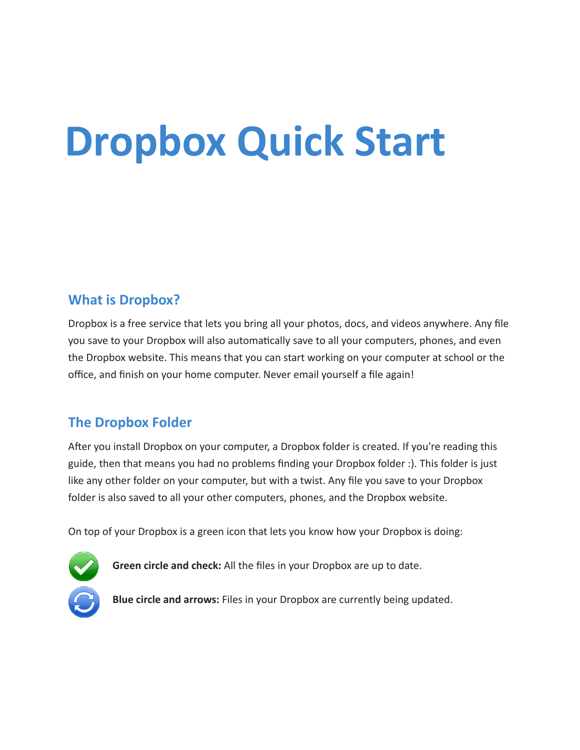# Dropbox Quick Start

## What is Dropbox?

Dropbox is a free service that lets you bring all your photos, docs, and videos anywhere. Any file you save to your Dropbox will also automatically save to all your computers, phones, and even the Dropbox website. This means that you can start working on your computer at school or the office, and finish on your home computer. Never email yourself a file again!

## The Dropbox Folder

After you install Dropbox on your computer, a Dropbox folder is created. If you're reading this guide, then that means you had no problems finding your Dropbox folder :). This folder is just like any other folder on your computer, but with a twist. Any file you save to your Dropbox folder is also saved to all your other computers, phones, and the Dropbox website.

On top of your Dropbox is a green icon that lets you know how your Dropbox is doing:

**Green circle and check:** All the files in your Dropbox are up to date.

**Blue circle and arrows:** Files in your Dropbox are currently being updated.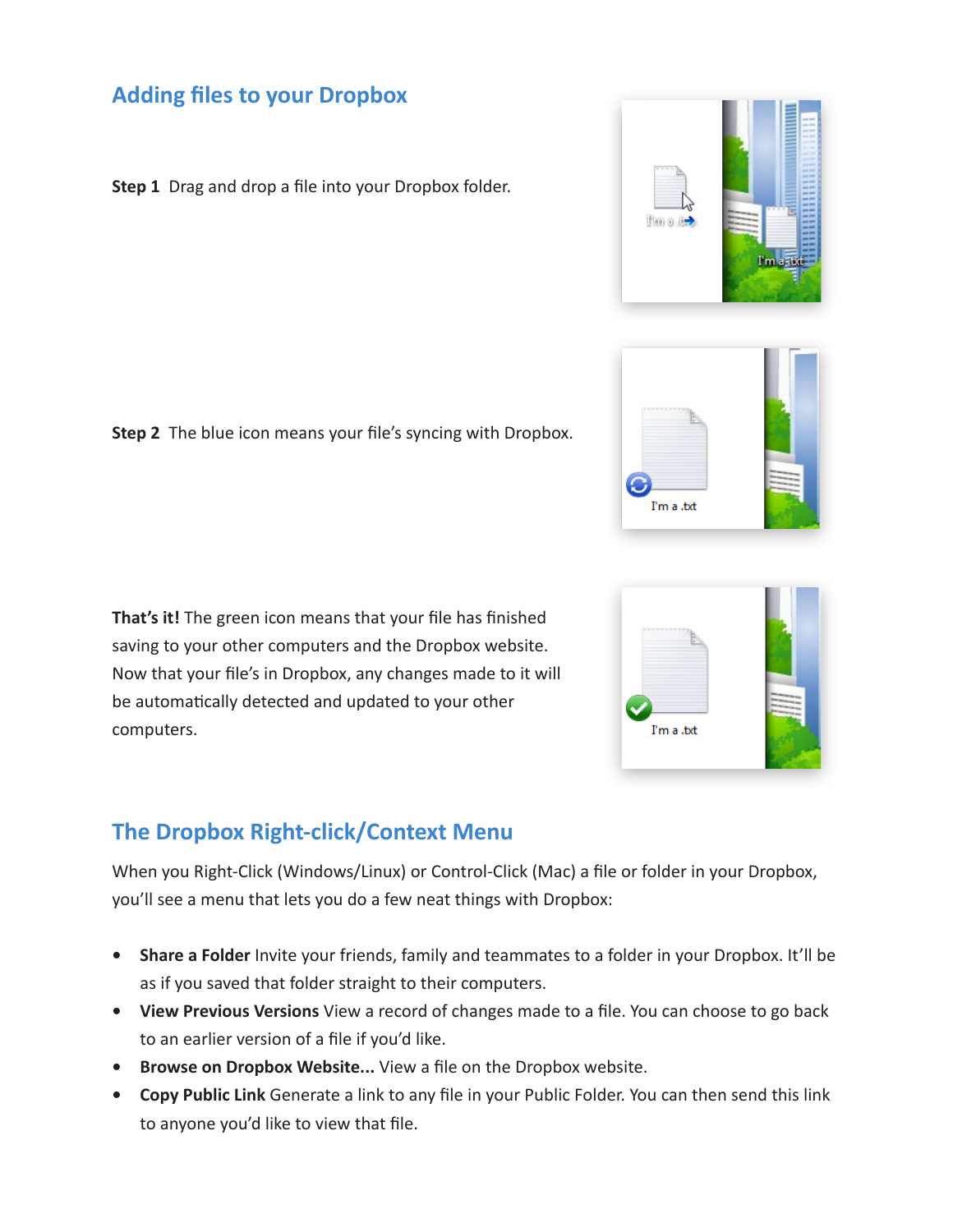## Adding files to your Dropbox

**Step 1** Drag and drop a file into your Dropbox folder.

**Step 2** The blue icon means your file's syncing with Dropbox.

**That's it!** The green icon means that your file has finished saving to your other computers and the Dropbox website. Now that your file's in Dropbox, any changes made to it will be automatically detected and updated to your other computers.

## The Dropbox Right-click/Context Menu

When you Right-Click (Windows/Linux) or Control-Click (Mac) a file or folder in your Dropbox, you'll see a menu that lets you do a few neat things with Dropbox:

- **Share a Folder** Invite your friends, family and teammates to a folder in your Dropbox. It'll be as if you saved that folder straight to their computers.
- **View Previous Versions** View a record of changes made to a file. You can choose to go back to an earlier version of a file if you'd like.
- **Browse on Dropbox Website...** View a file on the Dropbox website.
- **Copy Public Link** Generate a link to any file in your Public Folder. You can then send this link to anyone you'd like to view that file.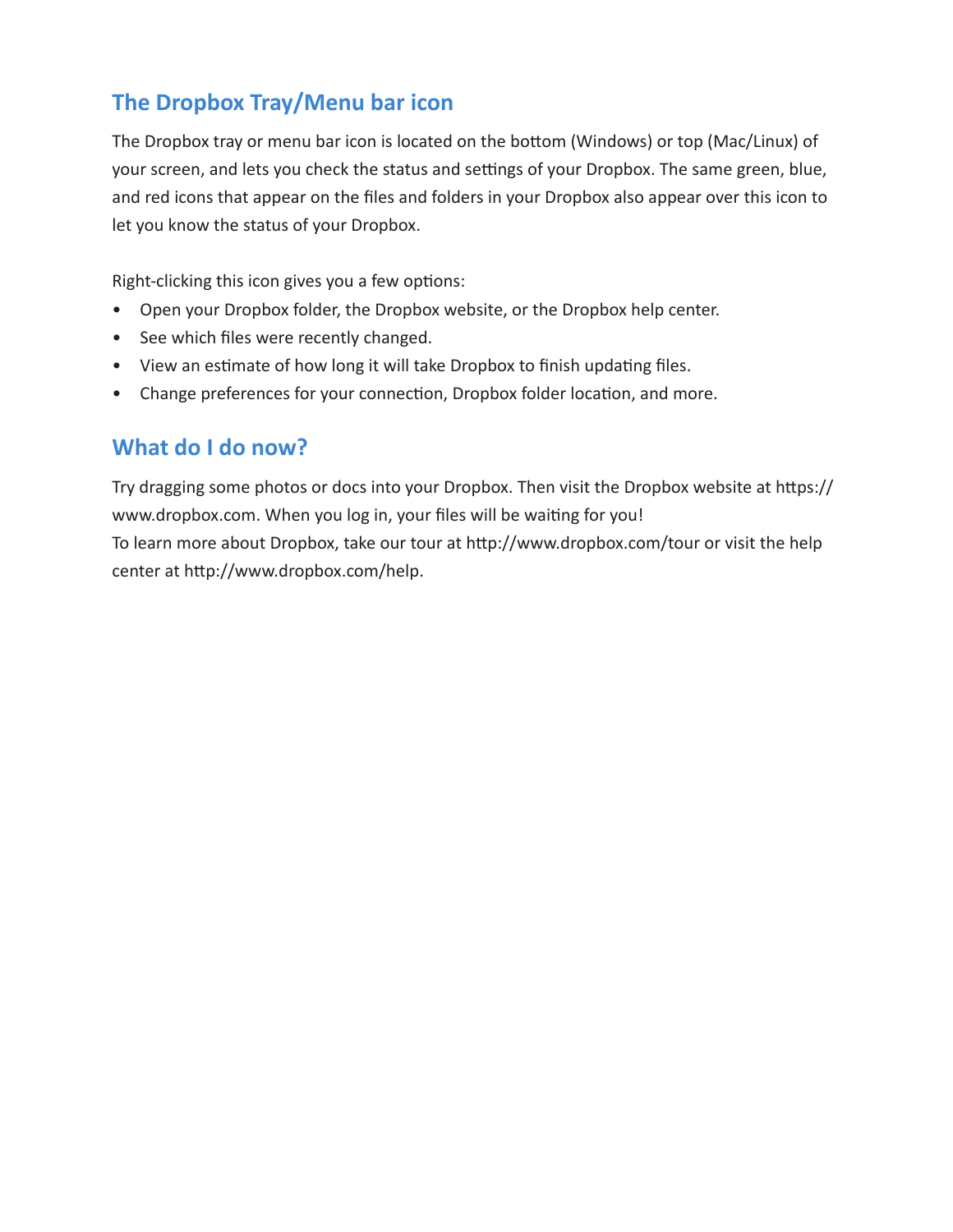## The Dropbox Tray/Menu bar icon

The Dropbox tray or menu bar icon is located on the bottom (Windows) or top (Mac/Linux) of your screen, and lets you check the status and settings of your Dropbox. The same green, blue, and red icons that appear on the files and folders in your Dropbox also appear over this icon to let you know the status of your Dropbox.

Right-clicking this icon gives you a few options:

- Open your Dropbox folder, the Dropbox website, or the Dropbox help center.
- See which files were recently changed.
- View an estimate of how long it will take Dropbox to finish updating files.
- Change preferences for your connection, Dropbox folder location, and more.

## What do I do now?

Try dragging some photos or docs into your Dropbox. Then visit the Dropbox website at https://www.dropbox.com. When you log in, your files will be waiting for you!
To learn more about Dropbox, take our tour at http://www.dropbox.com/tour or visit the help center at http://www.dropbox.com/help.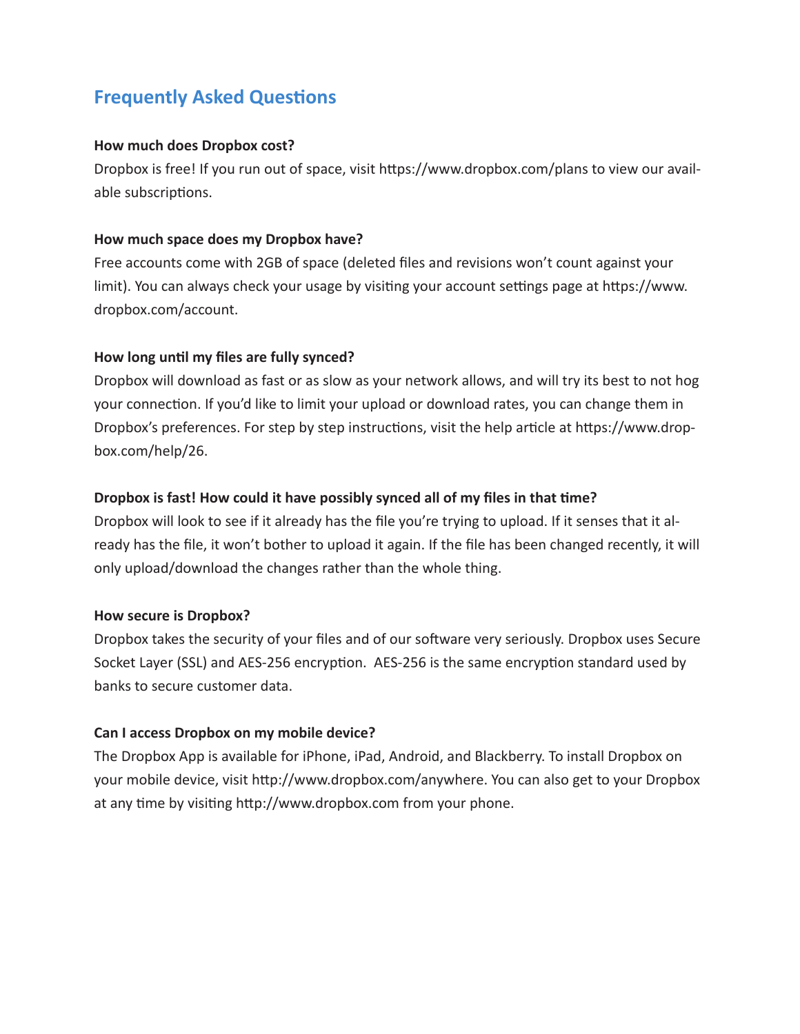## Frequently Asked Questions

**How much does Dropbox cost?**

Dropbox is free! If you run out of space, visit https://www.dropbox.com/plans to view our available subscriptions.

**How much space does my Dropbox have?**

Free accounts come with 2GB of space (deleted files and revisions won't count against your limit). You can always check your usage by visiting your account settings page at https://www.dropbox.com/account.

**How long until my files are fully synced?**

Dropbox will download as fast or as slow as your network allows, and will try its best to not hog your connection. If you'd like to limit your upload or download rates, you can change them in Dropbox's preferences. For step by step instructions, visit the help article at https://www.dropbox.com/help/26.

**Dropbox is fast! How could it have possibly synced all of my files in that time?**

Dropbox will look to see if it already has the file you're trying to upload. If it senses that it already has the file, it won't bother to upload it again. If the file has been changed recently, it will only upload/download the changes rather than the whole thing.

**How secure is Dropbox?**

Dropbox takes the security of your files and of our software very seriously. Dropbox uses Secure Socket Layer (SSL) and AES-256 encryption. AES-256 is the same encryption standard used by banks to secure customer data.

**Can I access Dropbox on my mobile device?**

The Dropbox App is available for iPhone, iPad, Android, and Blackberry. To install Dropbox on your mobile device, visit http://www.dropbox.com/anywhere. You can also get to your Dropbox at any time by visiting http://www.dropbox.com from your phone.